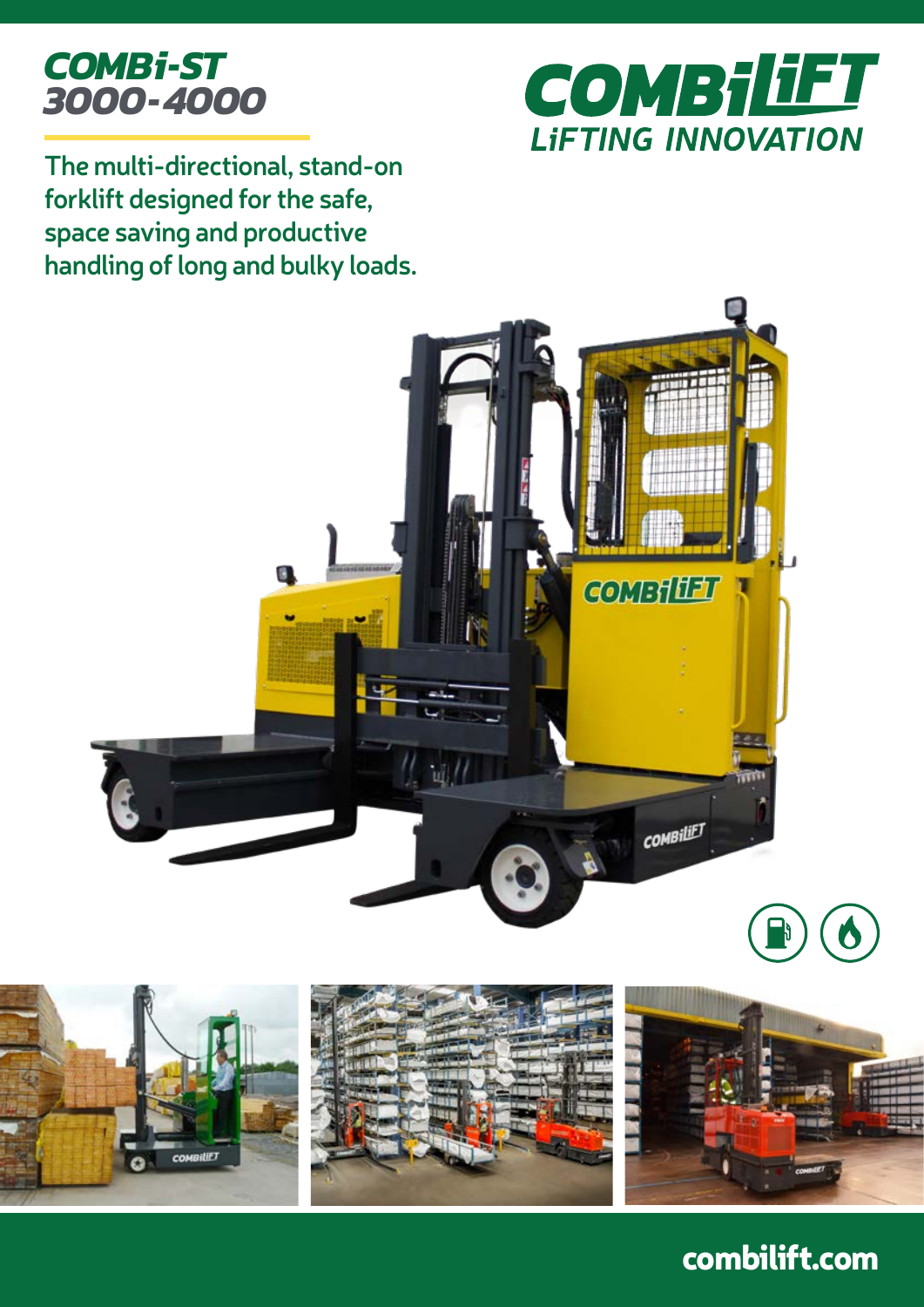# COMBi-ST 3000-4000

COMBiLiFT
LiFTING INNOVATION

The multi-directional, stand-on forklift designed for the safe, space saving and productive handling of long and bulky loads.

combilift.com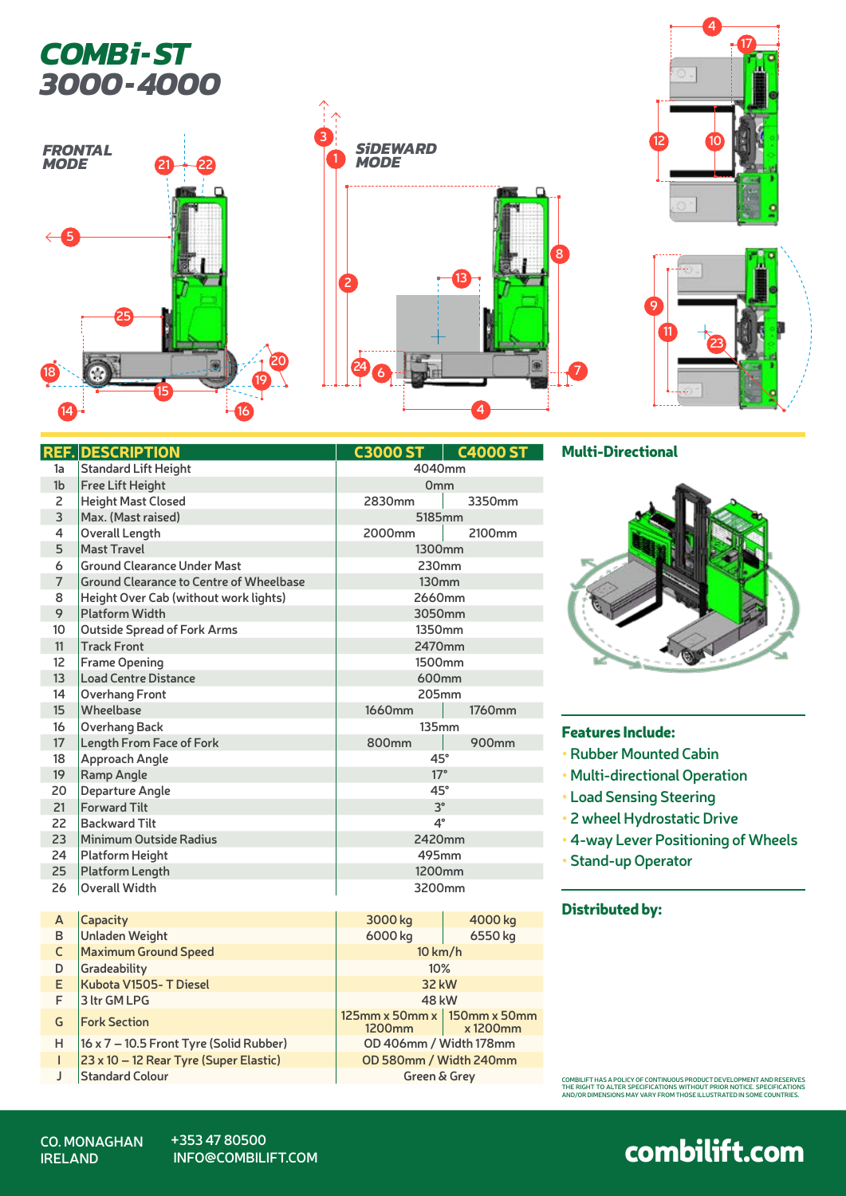# COMBi-ST 3000-4000

FRONTAL MODE

SIDEWARD MODE

| REF. | DESCRIPTION | C3000 ST | C4000 ST |
|---|---|---|---|
| 1a | Standard Lift Height | 4040mm | |
| 1b | Free Lift Height | 0mm | |
| 2 | Height Mast Closed | 2830mm | 3350mm |
| 3 | Max. (Mast raised) | 5185mm | |
| 4 | Overall Length | 2000mm | 2100mm |
| 5 | Mast Travel | 1300mm | |
| 6 | Ground Clearance Under Mast | 230mm | |
| 7 | Ground Clearance to Centre of Wheelbase | 130mm | |
| 8 | Height Over Cab (without work lights) | 2660mm | |
| 9 | Platform Width | 3050mm | |
| 10 | Outside Spread of Fork Arms | 1350mm | |
| 11 | Track Front | 2470mm | |
| 12 | Frame Opening | 1500mm | |
| 13 | Load Centre Distance | 600mm | |
| 14 | Overhang Front | 205mm | |
| 15 | Wheelbase | 1660mm | 1760mm |
| 16 | Overhang Back | 135mm | |
| 17 | Length From Face of Fork | 800mm | 900mm |
| 18 | Approach Angle | 45° | |
| 19 | Ramp Angle | 17° | |
| 20 | Departure Angle | 45° | |
| 21 | Forward Tilt | 3° | |
| 22 | Backward Tilt | 4° | |
| 23 | Minimum Outside Radius | 2420mm | |
| 24 | Platform Height | 495mm | |
| 25 | Platform Length | 1200mm | |
| 26 | Overall Width | 3200mm | |

| | | | |
|---|---|---|---|
| A | Capacity | 3000 kg | 4000 kg |
| B | Unladen Weight | 6000 kg | 6550 kg |
| C | Maximum Ground Speed | 10 km/h | |
| D | Gradeability | 10% | |
| E | Kubota V1505- T Diesel | 32 kW | |
| F | 3 ltr GM LPG | 48 kW | |
| G | Fork Section | 125mm x 50mm x 1200mm | 150mm x 50mm x 1200mm |
| H | 16 x 7 – 10.5 Front Tyre (Solid Rubber) | OD 406mm / Width 178mm | |
| I | 23 x 10 – 12 Rear Tyre (Super Elastic) | OD 580mm / Width 240mm | |
| J | Standard Colour | Green & Grey | |

## Multi-Directional

### Features Include:

- Rubber Mounted Cabin
- Multi-directional Operation
- Load Sensing Steering
- 2 wheel Hydrostatic Drive
- 4-way Lever Positioning of Wheels
- Stand-up Operator

### Distributed by:

COMBILIFT HAS A POLICY OF CONTINUOUS PRODUCT DEVELOPMENT AND RESERVES THE RIGHT TO ALTER SPECIFICATIONS WITHOUT PRIOR NOTICE. SPECIFICATIONS AND/OR DIMENSIONS MAY VARY FROM THOSE ILLUSTRATED IN SOME COUNTRIES.

CO. MONAGHAN
IRELAND

+353 47 80500
INFO@COMBILIFT.COM

combilift.com